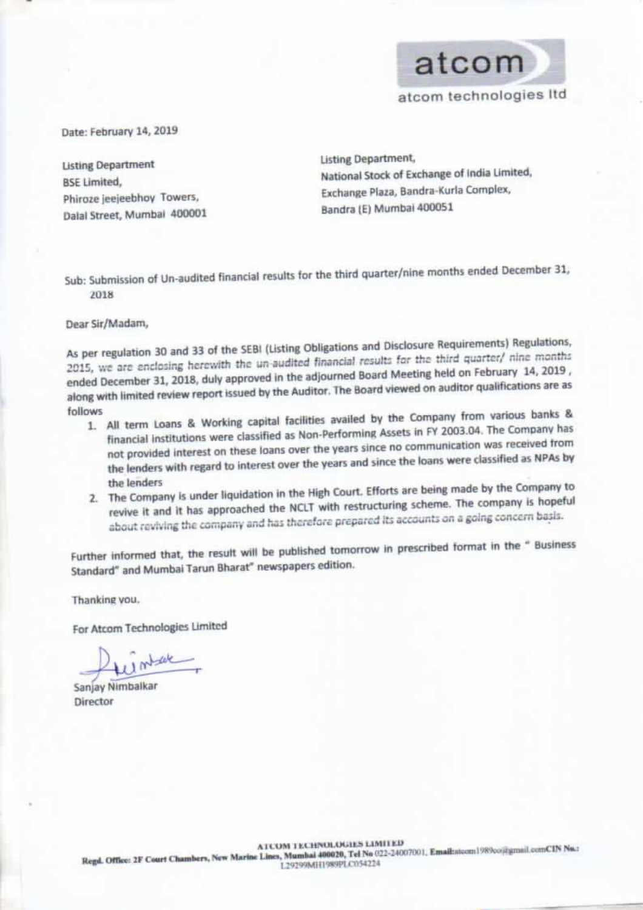atcom

atcom technologies ltd

Date: February 14, 2019

Listing Department
BSE Limited,
Phiroze jeejeebhoy Towers,
Dalal Street, Mumbai 400001

Listing Department,
National Stock of Exchange of India Limited,
Exchange Plaza, Bandra-Kurla Complex,
Bandra (E) Mumbai 400051

Sub: Submission of Un-audited financial results for the third quarter/nine months ended December 31, 2018

Dear Sir/Madam,

As per regulation 30 and 33 of the SEBI (Listing Obligations and Disclosure Requirements) Regulations, 2015, we are enclosing herewith the un-audited financial results for the third quarter/ nine months ended December 31, 2018, duly approved in the adjourned Board Meeting held on February 14, 2019, along with limited review report issued by the Auditor. The Board viewed on auditor qualifications are as follows

1. All term Loans & Working capital facilities availed by the Company from various banks & financial institutions were classified as Non-Performing Assets in FY 2003.04. The Company has not provided interest on these loans over the years since no communication was received from the lenders with regard to interest over the years and since the loans were classified as NPAs by the lenders
2. The Company is under liquidation in the High Court. Efforts are being made by the Company to revive it and it has approached the NCLT with restructuring scheme. The company is hopeful about reviving the company and has therefore prepared its accounts on a going concern basis.

Further informed that, the result will be published tomorrow in prescribed format in the " Business Standard" and Mumbai Tarun Bharat" newspapers edition.

Thanking you.

For Atcom Technologies Limited

Sanjay Nimbalkar
Director

ATCOM TECHNOLOGIES LIMITED
Regd. Office: 2F Court Chambers, New Marine Lines, Mumbai 400020, Tel No 022-24007001, Email:atcom1989co@gmail.com CIN No.: L29299MH1989PLC054224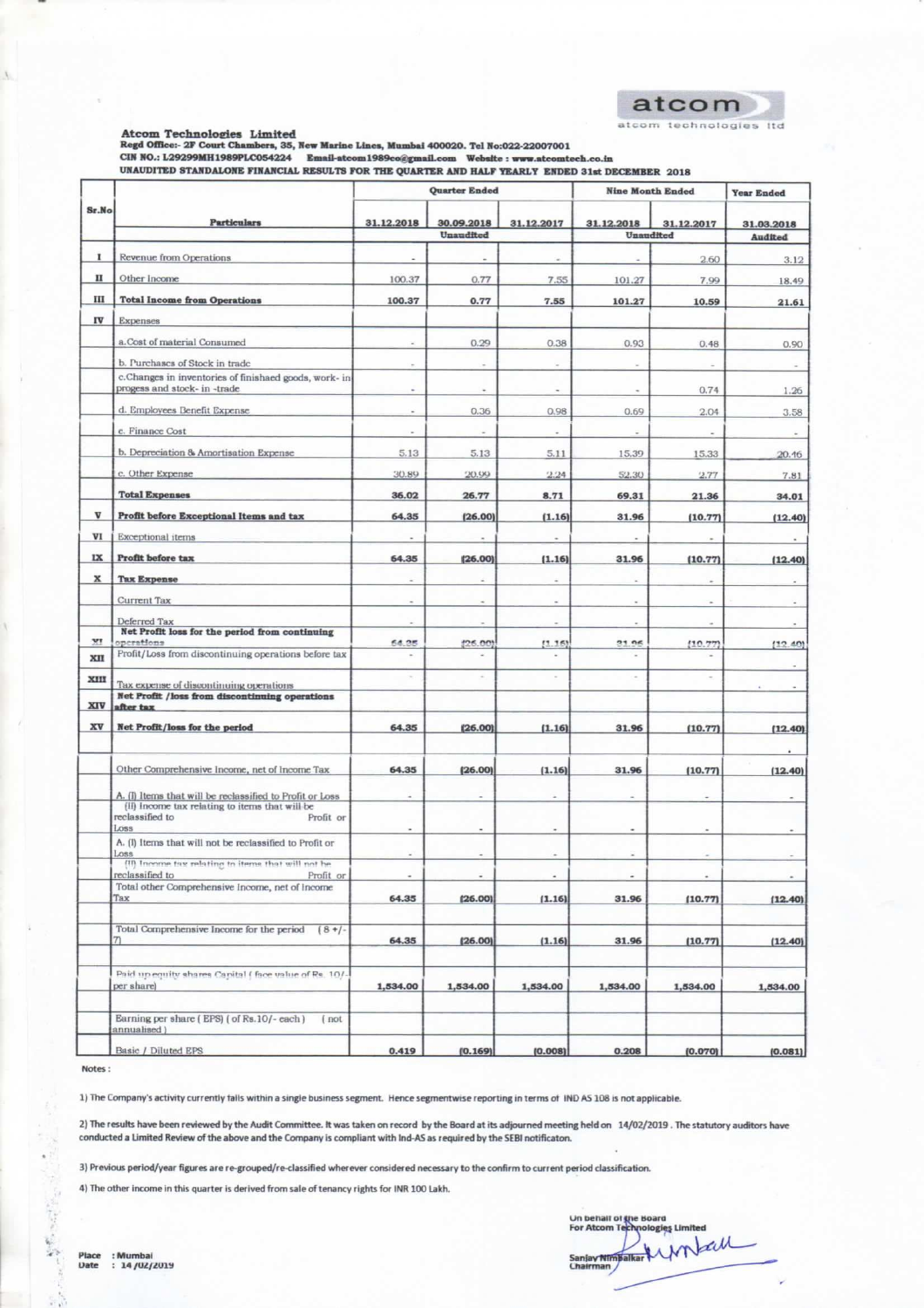atcom
atcom technologies ltd

**Atcom Technologies Limited**
**Regd Office:- 2F Court Chambers, 35, New Marine Lines, Mumbai 400020. Tel No:022-22007001**
**CIN NO.: L29299MH1989PLC054224 Email-atcom1989co@gmail.com Website : www.atcomtech.co.in**
**UNAUDITED STANDALONE FINANCIAL RESULTS FOR THE QUARTER AND HALF YEARLY ENDED 31st DECEMBER 2018**

| Sr.No | Particulars | Quarter Ended | | | Nine Month Ended | | Year Ended |
|---|---|---|---|---|---|---|---|
| | | 31.12.2018 | 30.09.2018 | 31.12.2017 | 31.12.2018 | 31.12.2017 | 31.03.2018 |
| | | Unaudited | | | Unaudited | | Audited |
| I | Revenue from Operations | - | - | - | - | 2.60 | 3.12 |
| II | Other Income | 100.37 | 0.77 | 7.55 | 101.27 | 7.99 | 18.49 |
| III | **Total Income from Operations** | **100.37** | **0.77** | **7.55** | **101.27** | **10.59** | **21.61** |
| IV | Expenses | | | | | | |
| | a. Cost of material Consumed | - | 0.29 | 0.38 | 0.93 | 0.48 | 0.90 |
| | b. Purchases of Stock in trade | - | - | - | - | - | - |
| | c. Changes in inventories of finishaed goods, work- in progess and stock- in -trade | - | - | - | - | 0.74 | 1.26 |
| | d. Employees Benefit Expense | - | 0.36 | 0.98 | 0.69 | 2.04 | 3.58 |
| | e. Finance Cost | - | - | - | - | - | - |
| | b. Depreciation & Amortisation Expense | 5.13 | 5.13 | 5.11 | 15.39 | 15.33 | 20.46 |
| | c. Other Expense | 30.89 | 20.99 | 2.24 | 52.30 | 2.77 | 7.81 |
| | **Total Expenses** | **36.02** | **26.77** | **8.71** | **69.31** | **21.36** | **34.01** |
| V | **Profit before Exceptional Items and tax** | **64.35** | **(26.00)** | **(1.16)** | **31.96** | **(10.77)** | **(12.40)** |
| VI | Exceptional items | - | - | - | - | - | - |
| IX | **Profit before tax** | **64.35** | **(26.00)** | **(1.16)** | **31.96** | **(10.77)** | **(12.40)** |
| X | **Tax Expense** | - | - | - | - | - | - |
| | Current Tax | - | - | - | - | - | - |
| | Deferred Tax | - | - | - | - | - | - |
| XI | **Net Profit loss for the period from continuing operations** | 64.35 | (26.00) | (1.16) | 31.96 | (10.77) | (12.40) |
| XII | Profit/Loss from discontinuing operations before tax | - | - | - | - | - | - |
| XIII | Tax expense of discontinuing operations | - | - | - | - | - | - |
| XIV | **Net Profit /loss from discontinuing operations after tax** | | | | | | |
| XV | **Net Profit/loss for the period** | **64.35** | **(26.00)** | **(1.16)** | **31.96** | **(10.77)** | **(12.40)** |
| | Other Comprehensive Income, net of Income Tax | 64.35 | (26.00) | (1.16) | 31.96 | (10.77) | (12.40) |
| | A. (I) Items that will be reclassified to Profit or Loss | - | - | - | - | - | - |
| | (II) Income tax relating to items that will be reclassified to Profit or Loss | - | - | - | - | - | - |
| | A. (I) Items that will not be reclassified to Profit or Loss | - | - | - | - | - | - |
| | (II) Income tax relating to items that will not be reclassified to Profit or | - | - | - | - | - | - |
| | Total other Comprehensive Income, net of Income Tax | 64.35 | (26.00) | (1.16) | 31.96 | (10.77) | (12.40) |
| | Total Comprehensive Income for the period (8 +/- 7) | 64.35 | (26.00) | (1.16) | 31.96 | (10.77) | (12.40) |
| | Paid up equity shares Capital ( face value of Rs. 10/- per share) | 1,534.00 | 1,534.00 | 1,534.00 | 1,534.00 | 1,534.00 | 1,534.00 |
| | Earning per share ( EPS) ( of Rs.10/- each ) (not annualised ) | | | | | | |
| | Basic / Diluted EPS | 0.419 | (0.169) | (0.008) | 0.208 | (0.070) | (0.081) |

Notes :

1) The Company's activity currently falls within a single business segment. Hence segmentwise reporting in terms of IND AS 108 is not applicable.

2) The results have been reviewed by the Audit Committee. It was taken on record by the Board at its adjourned meeting held on 14/02/2019 . The statutory auditors have conducted a Limited Review of the above and the Company is compliant with Ind-AS as required by the SEBI notificaton.

3) Previous period/year figures are re-grouped/re-classified wherever considered necessary to the confirm to current period classification.

4) The other income in this quarter is derived from sale of tenancy rights for INR 100 Lakh.

On behalf of the Board
For Atcom Technologies Limited

Sanjay Nimbalkar
Chairman

Place : Mumbai
Date : 14/02/2019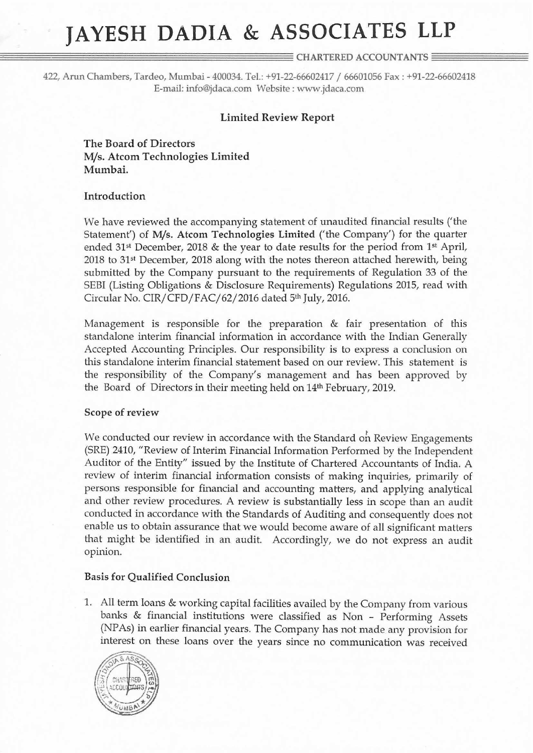# JAYESH DADIA & ASSOCIATES LLP

CHARTERED ACCOUNTANTS

422, Arun Chambers, Tardeo, Mumbai - 400034. Tel.: +91-22-66602417 / 66601056 Fax : +91-22-66602418
E-mail: info@jdaca.com Website : www.jdaca.com

## Limited Review Report

**The Board of Directors**
**M/s. Atcom Technologies Limited**
**Mumbai.**

### Introduction

We have reviewed the accompanying statement of unaudited financial results ('the Statement') of **M/s. Atcom Technologies Limited** ('the Company') for the quarter ended 31st December, 2018 & the year to date results for the period from 1st April, 2018 to 31st December, 2018 along with the notes thereon attached herewith, being submitted by the Company pursuant to the requirements of Regulation 33 of the SEBI (Listing Obligations & Disclosure Requirements) Regulations 2015, read with Circular No. CIR/CFD/FAC/62/2016 dated 5th July, 2016.

Management is responsible for the preparation & fair presentation of this standalone interim financial information in accordance with the Indian Generally Accepted Accounting Principles. Our responsibility is to express a conclusion on this standalone interim financial statement based on our review. This statement is the responsibility of the Company's management and has been approved by the Board of Directors in their meeting held on 14th February, 2019.

### Scope of review

We conducted our review in accordance with the Standard on Review Engagements (SRE) 2410, "Review of Interim Financial Information Performed by the Independent Auditor of the Entity" issued by the Institute of Chartered Accountants of India. A review of interim financial information consists of making inquiries, primarily of persons responsible for financial and accounting matters, and applying analytical and other review procedures. A review is substantially less in scope than an audit conducted in accordance with the Standards of Auditing and consequently does not enable us to obtain assurance that we would become aware of all significant matters that might be identified in an audit. Accordingly, we do not express an audit opinion.

### Basis for Qualified Conclusion

1. All term loans & working capital facilities availed by the Company from various banks & financial institutions were classified as Non - Performing Assets (NPAs) in earlier financial years. The Company has not made any provision for interest on these loans over the years since no communication was received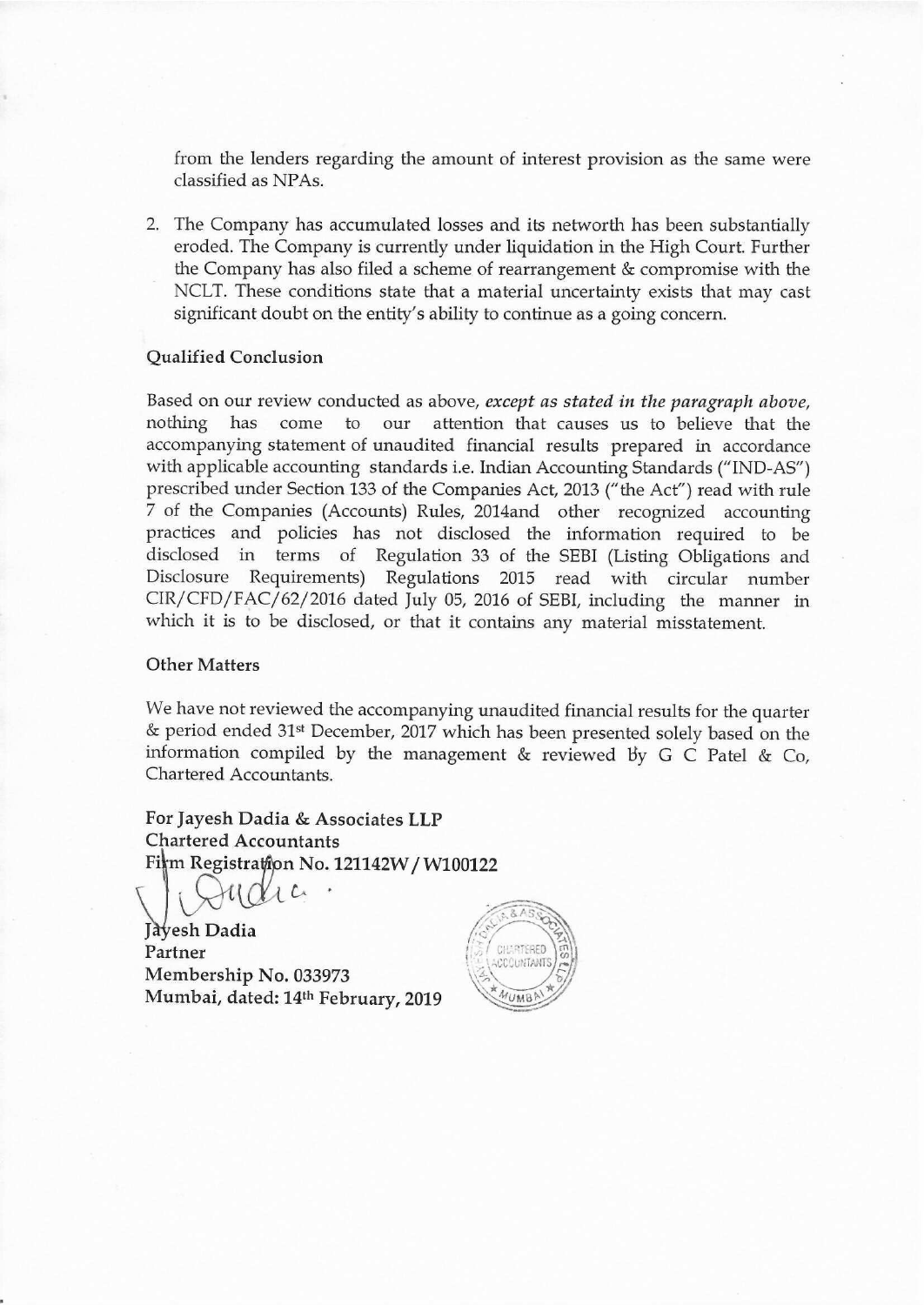from the lenders regarding the amount of interest provision as the same were classified as NPAs.

2. The Company has accumulated losses and its networth has been substantially eroded. The Company is currently under liquidation in the High Court. Further the Company has also filed a scheme of rearrangement & compromise with the NCLT. These conditions state that a material uncertainty exists that may cast significant doubt on the entity's ability to continue as a going concern.

### Qualified Conclusion

Based on our review conducted as above, *except as stated in the paragraph above*, nothing has come to our attention that causes us to believe that the accompanying statement of unaudited financial results prepared in accordance with applicable accounting standards i.e. Indian Accounting Standards ("IND-AS") prescribed under Section 133 of the Companies Act, 2013 ("the Act") read with rule 7 of the Companies (Accounts) Rules, 2014and other recognized accounting practices and policies has not disclosed the information required to be disclosed in terms of Regulation 33 of the SEBI (Listing Obligations and Disclosure Requirements) Regulations 2015 read with circular number CIR/CFD/FAC/62/2016 dated July 05, 2016 of SEBI, including the manner in which it is to be disclosed, or that it contains any material misstatement.

### Other Matters

We have not reviewed the accompanying unaudited financial results for the quarter & period ended 31st December, 2017 which has been presented solely based on the information compiled by the management & reviewed by G C Patel & Co, Chartered Accountants.

**For Jayesh Dadia & Associates LLP**
**Chartered Accountants**
**Firm Registration No. 121142W / W100122**

**Jayesh Dadia**
**Partner**
**Membership No. 033973**
**Mumbai, dated: 14th February, 2019**